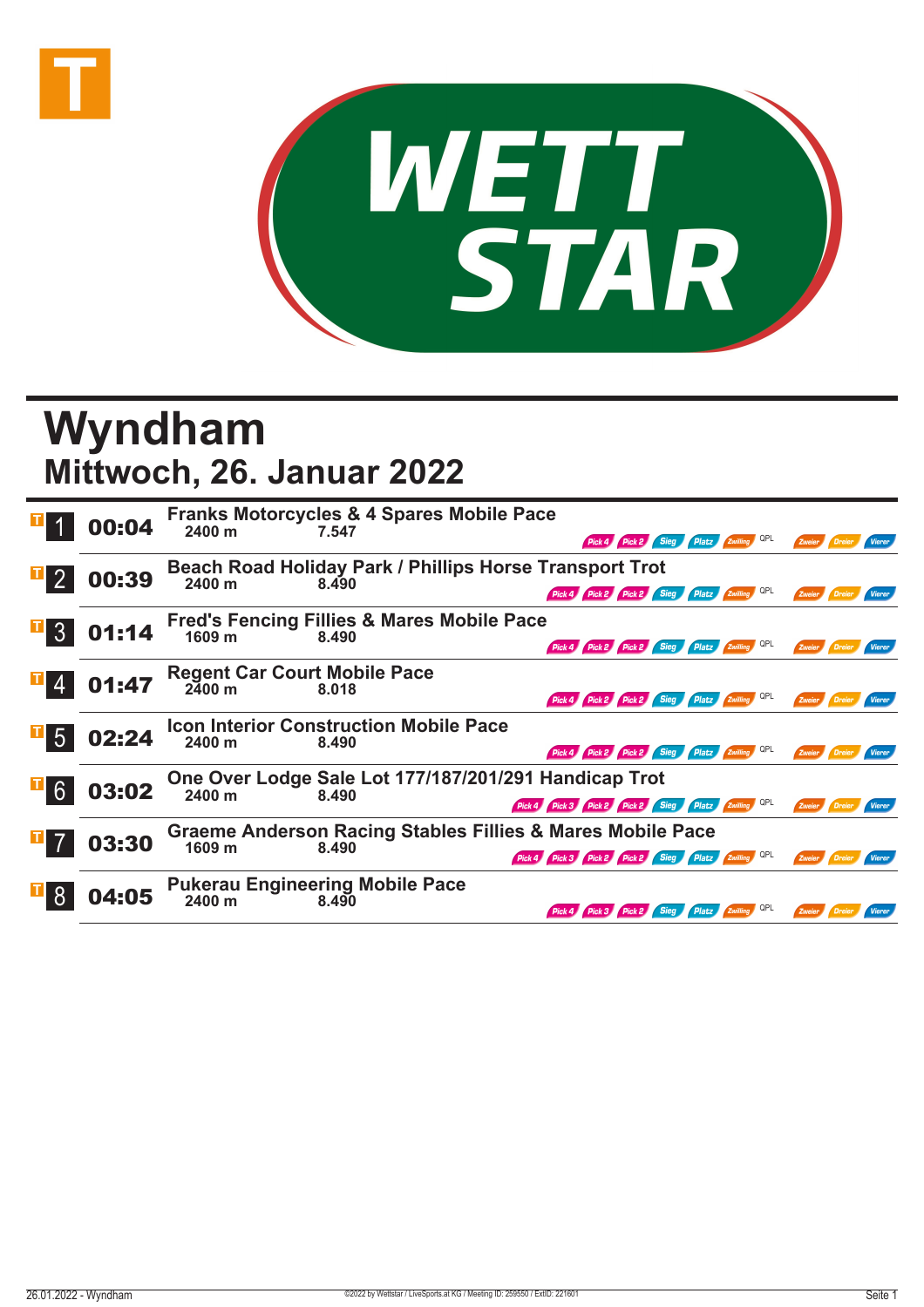# Wyndham

## Mittwoch, 26. Januar 2022

| Nr. | Zeit | Rennen | Distanz | Preisgeld | Wetten |
|---|---|---|---|---|---|
| 1 | 00:04 | Franks Motorcycles & 4 Spares Mobile Pace | 2400 m | 7.547 | Pick 4, Pick 2, Sieg, Platz, Zwilling, QPL, Zweier, Dreier, Vierer |
| 2 | 00:39 | Beach Road Holiday Park / Phillips Horse Transport Trot | 2400 m | 8.490 | Pick 4, Pick 2, Pick 2, Sieg, Platz, Zwilling, QPL, Zweier, Dreier, Vierer |
| 3 | 01:14 | Fred's Fencing Fillies & Mares Mobile Pace | 1609 m | 8.490 | Pick 4, Pick 2, Pick 2, Sieg, Platz, Zwilling, QPL, Zweier, Dreier, Vierer |
| 4 | 01:47 | Regent Car Court Mobile Pace | 2400 m | 8.018 | Pick 4, Pick 2, Pick 2, Sieg, Platz, Zwilling, QPL, Zweier, Dreier, Vierer |
| 5 | 02:24 | Icon Interior Construction Mobile Pace | 2400 m | 8.490 | Pick 4, Pick 2, Pick 2, Sieg, Platz, Zwilling, QPL, Zweier, Dreier, Vierer |
| 6 | 03:02 | One Over Lodge Sale Lot 177/187/201/291 Handicap Trot | 2400 m | 8.490 | Pick 4, Pick 3, Pick 2, Pick 2, Sieg, Platz, Zwilling, QPL, Zweier, Dreier, Vierer |
| 7 | 03:30 | Graeme Anderson Racing Stables Fillies & Mares Mobile Pace | 1609 m | 8.490 | Pick 4, Pick 3, Pick 2, Pick 2, Sieg, Platz, Zwilling, QPL, Zweier, Dreier, Vierer |
| 8 | 04:05 | Pukerau Engineering Mobile Pace | 2400 m | 8.490 | Pick 4, Pick 3, Pick 2, Sieg, Platz, Zwilling, QPL, Zweier, Dreier, Vierer |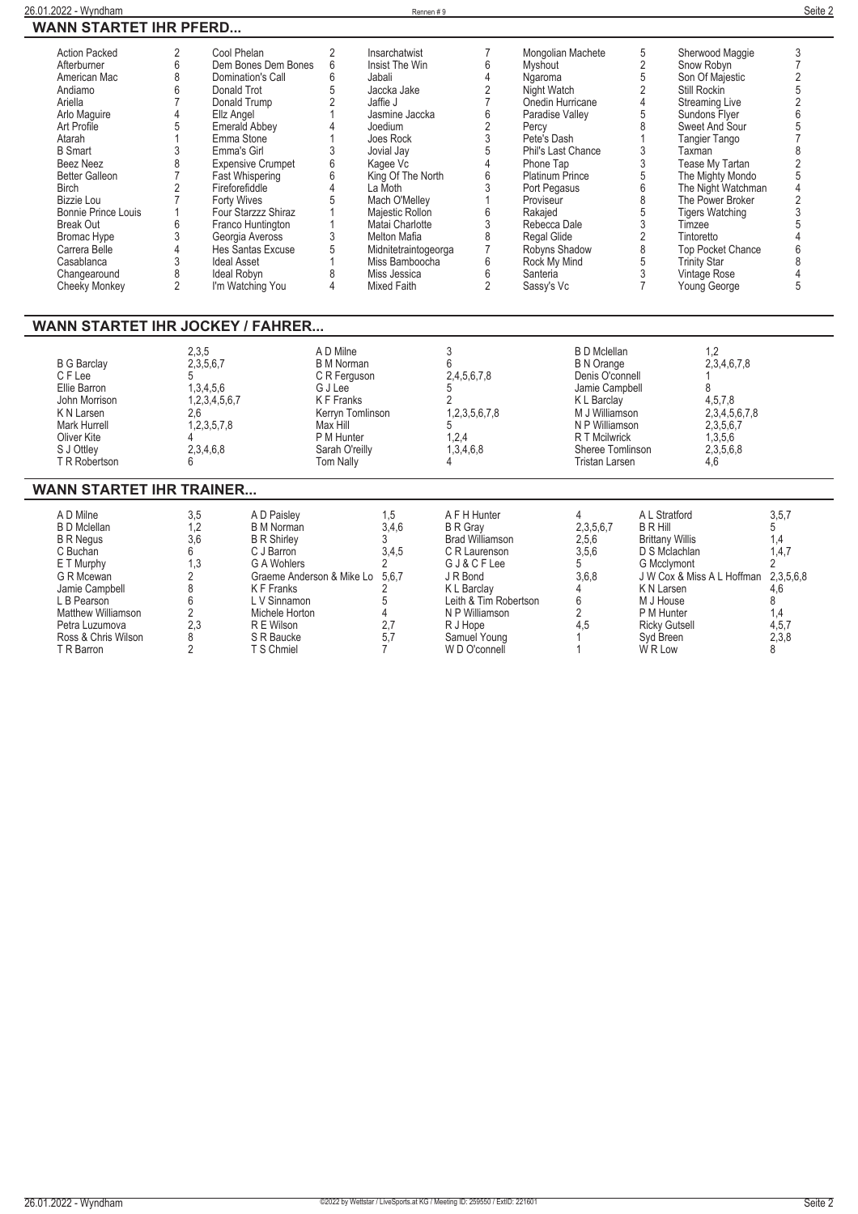## WANN STARTET IHR PFERD...

| Pferd | Rennen | Pferd | Rennen | Pferd | Rennen | Pferd | Rennen | Pferd | Rennen |
|---|---|---|---|---|---|---|---|---|---|
| Action Packed | 2 | Cool Phelan | 2 | Insarchatwist | 7 | Mongolian Machete | 5 | Sherwood Maggie | 3 |
| Afterburner | 6 | Dem Bones Dem Bones | 6 | Insist The Win | 6 | Myshout | 2 | Snow Robyn | 7 |
| American Mac | 8 | Domination's Call | 6 | Jabali | 4 | Ngaroma | 5 | Son Of Majestic | 2 |
| Andiamo | 6 | Donald Trot | 5 | Jaccka Jake | 2 | Night Watch | 2 | Still Rockin | 5 |
| Ariella | 7 | Donald Trump | 2 | Jaffie J | 7 | Onedin Hurricane | 4 | Streaming Live | 2 |
| Arlo Maguire | 4 | Ellz Angel | 1 | Jasmine Jaccka | 6 | Paradise Valley | 5 | Sundons Flyer | 6 |
| Art Profile | 5 | Emerald Abbey | 4 | Joedium | 2 | Percy | 8 | Sweet And Sour | 5 |
| Atarah | 1 | Emma Stone | 1 | Joes Rock | 3 | Pete's Dash | 1 | Tangier Tango | 7 |
| B Smart | 3 | Emma's Girl | 3 | Jovial Jay | 5 | Phil's Last Chance | 3 | Taxman | 8 |
| Beez Neez | 8 | Expensive Crumpet | 6 | Kagee Vc | 4 | Phone Tap | 3 | Tease My Tartan | 2 |
| Better Galleon | 7 | Fast Whispering | 6 | King Of The North | 6 | Platinum Prince | 5 | The Mighty Mondo | 5 |
| Birch | 2 | Fireforefiddle | 4 | La Moth | 3 | Port Pegasus | 6 | The Night Watchman | 4 |
| Bizzie Lou | 7 | Forty Wives | 5 | Mach O'Melley | 1 | Proviseur | 8 | The Power Broker | 2 |
| Bonnie Prince Louis | 1 | Four Starzzz Shiraz | 1 | Majestic Rollon | 6 | Rakajed | 5 | Tigers Watching | 3 |
| Break Out | 6 | Franco Huntington | 1 | Matai Charlotte | 3 | Rebecca Dale | 3 | Timzee | 5 |
| Bromac Hype | 3 | Georgia Aveross | 3 | Melton Mafia | 8 | Regal Glide | 2 | Tintoretto | 4 |
| Carrera Belle | 4 | Hes Santas Excuse | 5 | Midnitetraintogeorga | 7 | Robyns Shadow | 8 | Top Pocket Chance | 6 |
| Casablanca | 3 | Ideal Asset | 1 | Miss Bamboocha | 6 | Rock My Mind | 5 | Trinity Star | 8 |
| Changearound | 8 | Ideal Robyn | 8 | Miss Jessica | 6 | Santeria | 3 | Vintage Rose | 4 |
| Cheeky Monkey | 2 | I'm Watching You | 4 | Mixed Faith | 2 | Sassy's Vc | 7 | Young George | 5 |

## WANN STARTET IHR JOCKEY / FAHRER...

| Jockey / Fahrer | Rennen | Jockey / Fahrer | Rennen | Jockey / Fahrer | Rennen |
|---|---|---|---|---|---|
|  | 2,3,5 | A D Milne | 3 | B D Mclellan | 1,2 |
| B G Barclay | 2,3,5,6,7 | B M Norman | 6 | B N Orange | 2,3,4,6,7,8 |
| C F Lee | 5 | C R Ferguson | 2,4,5,6,7,8 | Denis O'connell | 1 |
| Ellie Barron | 1,3,4,5,6 | G J Lee | 5 | Jamie Campbell | 8 |
| John Morrison | 1,2,3,4,5,6,7 | K F Franks | 2 | K L Barclay | 4,5,7,8 |
| K N Larsen | 2,6 | Kerryn Tomlinson | 1,2,3,5,6,7,8 | M J Williamson | 2,3,4,5,6,7,8 |
| Mark Hurrell | 1,2,3,5,7,8 | Max Hill | 5 | N P Williamson | 2,3,5,6,7 |
| Oliver Kite | 4 | P M Hunter | 1,2,4 | R T Mcilwrick | 1,3,5,6 |
| S J Ottley | 2,3,4,6,8 | Sarah O'reilly | 1,3,4,6,8 | Sheree Tomlinson | 2,3,5,6,8 |
| T R Robertson | 6 | Tom Nally | 4 | Tristan Larsen | 4,6 |

## WANN STARTET IHR TRAINER...

| Trainer | Rennen | Trainer | Rennen | Trainer | Rennen | Trainer | Rennen |
|---|---|---|---|---|---|---|---|
| A D Milne | 3,5 | A D Paisley | 1,5 | A F H Hunter | 4 | A L Stratford | 3,5,7 |
| B D Mclellan | 1,2 | B M Norman | 3,4,6 | B R Gray | 2,3,5,6,7 | B R Hill | 5 |
| B R Negus | 3,6 | B R Shirley | 3 | Brad Williamson | 2,5,6 | Brittany Willis | 1,4 |
| C Buchan | 6 | C J Barron | 3,4,5 | C R Laurenson | 3,5,6 | D S Mclachlan | 1,4,7 |
| E T Murphy | 1,3 | G A Wohlers | 2 | G J & C F Lee | 5 | G Mcclymont | 2 |
| G R Mcewan | 2 | Graeme Anderson & Mike Lo | 5,6,7 | J R Bond | 3,6,8 | J W Cox & Miss A L Hoffman | 2,3,5,6,8 |
| Jamie Campbell | 8 | K F Franks | 2 | K L Barclay | 4 | K N Larsen | 4,6 |
| L B Pearson | 6 | L V Sinnamon | 5 | Leith & Tim Robertson | 6 | M J House | 8 |
| Matthew Williamson | 2 | Michele Horton | 4 | N P Williamson | 2 | P M Hunter | 1,4 |
| Petra Luzumova | 2,3 | R E Wilson | 2,7 | R J Hope | 4,5 | Ricky Gutsell | 4,5,7 |
| Ross & Chris Wilson | 8 | S R Baucke | 5,7 | Samuel Young | 1 | Syd Breen | 2,3,8 |
| T R Barron | 2 | T S Chmiel | 7 | W D O'connell | 1 | W R Low | 8 |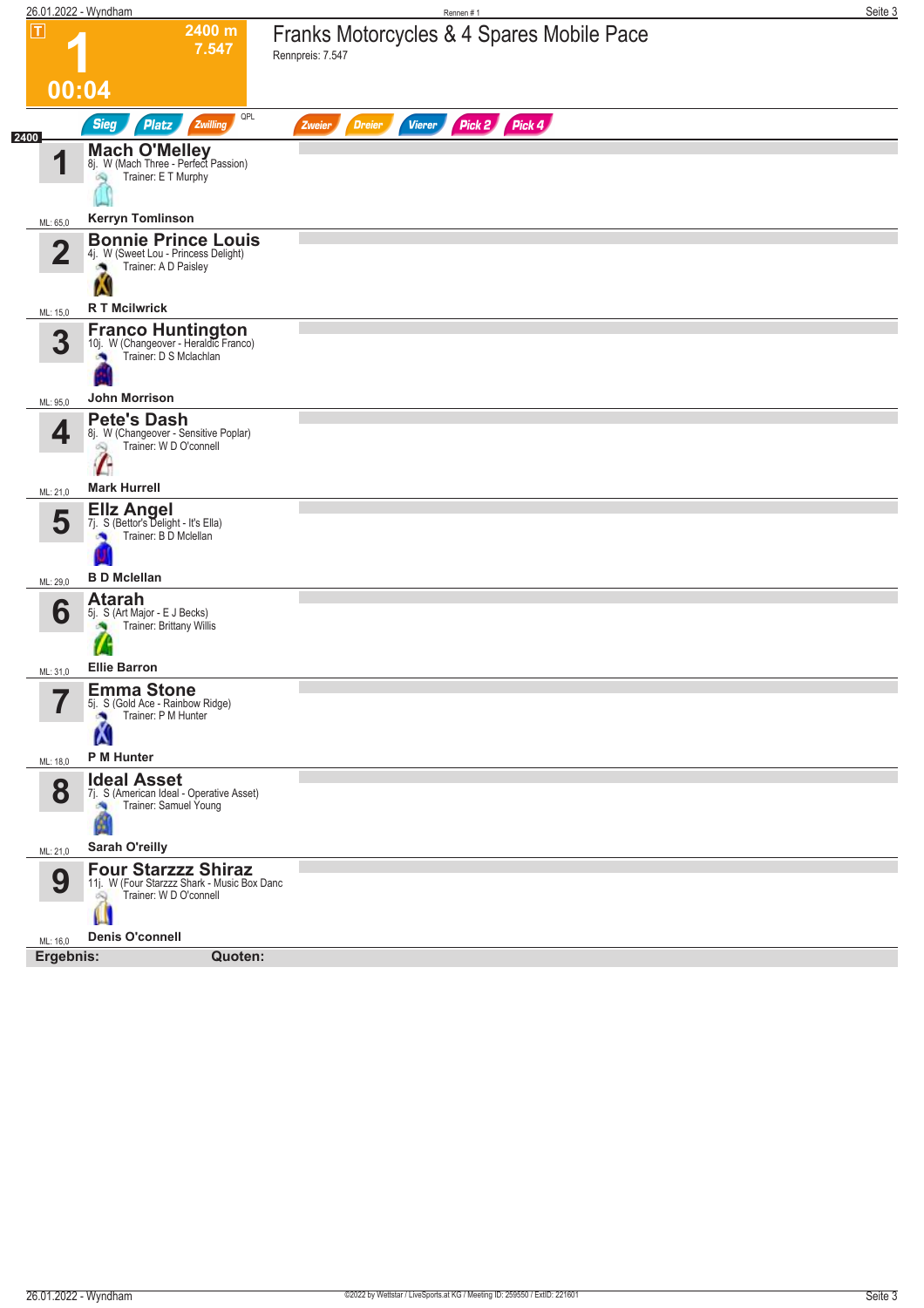**1** — 2400 m — 7.547 — 00:04

# Franks Motorcycles & 4 Spares Mobile Pace

Rennpreis: 7.547

Sieg | Platz | Zwilling | QPL | Zweier | Dreier | Vierer | Pick 2 | Pick 4

**2400**

| Nr. | Pferd | Details | Trainer | Fahrer | ML |
|---|---|---|---|---|---|
| 1 | **Mach O'Melley** | 8j. W (Mach Three - Perfect Passion) | E T Murphy | Kerryn Tomlinson | 65,0 |
| 2 | **Bonnie Prince Louis** | 4j. W (Sweet Lou - Princess Delight) | A D Paisley | R T Mcilwrick | 15,0 |
| 3 | **Franco Huntington** | 10j. W (Changeover - Heraldic Franco) | D S Mclachlan | John Morrison | 95,0 |
| 4 | **Pete's Dash** | 8j. W (Changeover - Sensitive Poplar) | W D O'connell | Mark Hurrell | 21,0 |
| 5 | **Ellz Angel** | 7j. S (Bettor's Delight - It's Ella) | B D Mclellan | B D Mclellan | 29,0 |
| 6 | **Atarah** | 5j. S (Art Major - E J Becks) | Brittany Willis | Ellie Barron | 31,0 |
| 7 | **Emma Stone** | 5j. S (Gold Ace - Rainbow Ridge) | P M Hunter | P M Hunter | 18,0 |
| 8 | **Ideal Asset** | 7j. S (American Ideal - Operative Asset) | Samuel Young | Sarah O'reilly | 21,0 |
| 9 | **Four Starzzz Shiraz** | 11j. W (Four Starzzz Shark - Music Box Danc | W D O'connell | Denis O'connell | 16,0 |

**Ergebnis:** **Quoten:**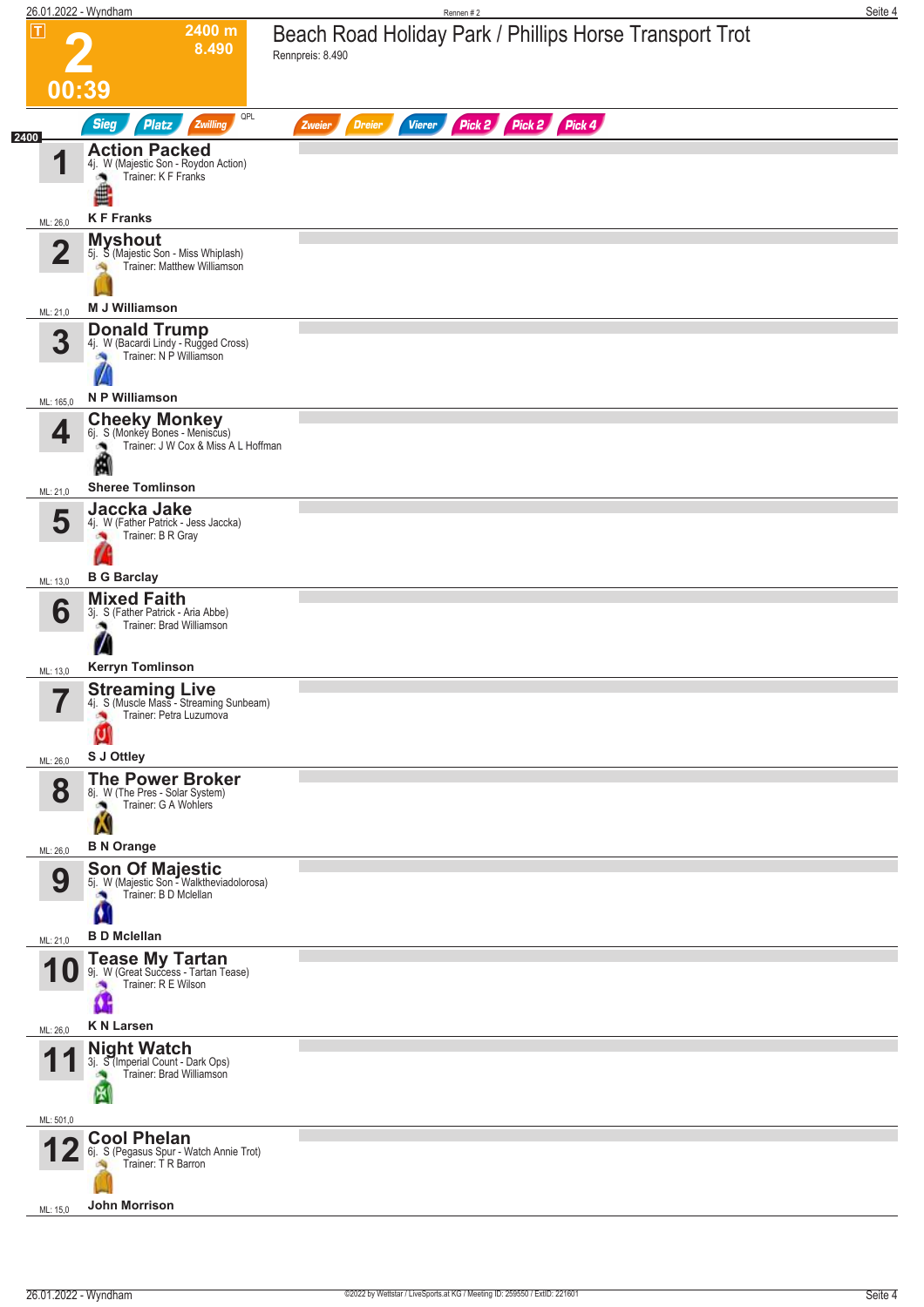Rennen # 2

**T**

# 2

**2400 m**
**8.490**

**00:39**

## Beach Road Holiday Park / Phillips Horse Transport Trot

Rennpreis: 8.490

Sieg | Platz | Zwilling | QPL | Zweier | Dreier | Vierer | Pick 2 | Pick 2 | Pick 4

**2400**

| Nr. | Pferd | ML |
|---|---|---|
| 1 | **Action Packed**<br>4j. W (Majestic Son - Roydon Action)<br>Trainer: K F Franks<br>**K F Franks** | ML: 26,0 |
| 2 | **Myshout**<br>5j. S (Majestic Son - Miss Whiplash)<br>Trainer: Matthew Williamson<br>**M J Williamson** | ML: 21,0 |
| 3 | **Donald Trump**<br>4j. W (Bacardi Lindy - Rugged Cross)<br>Trainer: N P Williamson<br>**N P Williamson** | ML: 165,0 |
| 4 | **Cheeky Monkey**<br>6j. S (Monkey Bones - Meniscus)<br>Trainer: J W Cox & Miss A L Hoffman<br>**Sheree Tomlinson** | ML: 21,0 |
| 5 | **Jaccka Jake**<br>4j. W (Father Patrick - Jess Jaccka)<br>Trainer: B R Gray<br>**B G Barclay** | ML: 13,0 |
| 6 | **Mixed Faith**<br>3j. S (Father Patrick - Aria Abbe)<br>Trainer: Brad Williamson<br>**Kerryn Tomlinson** | ML: 13,0 |
| 7 | **Streaming Live**<br>4j. S (Muscle Mass - Streaming Sunbeam)<br>Trainer: Petra Luzumova<br>**S J Ottley** | ML: 26,0 |
| 8 | **The Power Broker**<br>8j. W (The Pres - Solar System)<br>Trainer: G A Wohlers<br>**B N Orange** | ML: 26,0 |
| 9 | **Son Of Majestic**<br>5j. W (Majestic Son - Walktheviadolorosa)<br>Trainer: B D Mclellan<br>**B D Mclellan** | ML: 21,0 |
| 10 | **Tease My Tartan**<br>9j. W (Great Success - Tartan Tease)<br>Trainer: R E Wilson<br>**K N Larsen** | ML: 26,0 |
| 11 | **Night Watch**<br>3j. S (Imperial Count - Dark Ops)<br>Trainer: Brad Williamson | ML: 501,0 |
| 12 | **Cool Phelan**<br>6j. S (Pegasus Spur - Watch Annie Trot)<br>Trainer: T R Barron<br>**John Morrison** | ML: 15,0 |

©2022 by Wettstar / LiveSports.at KG / Meeting ID: 259550 / ExtID: 221601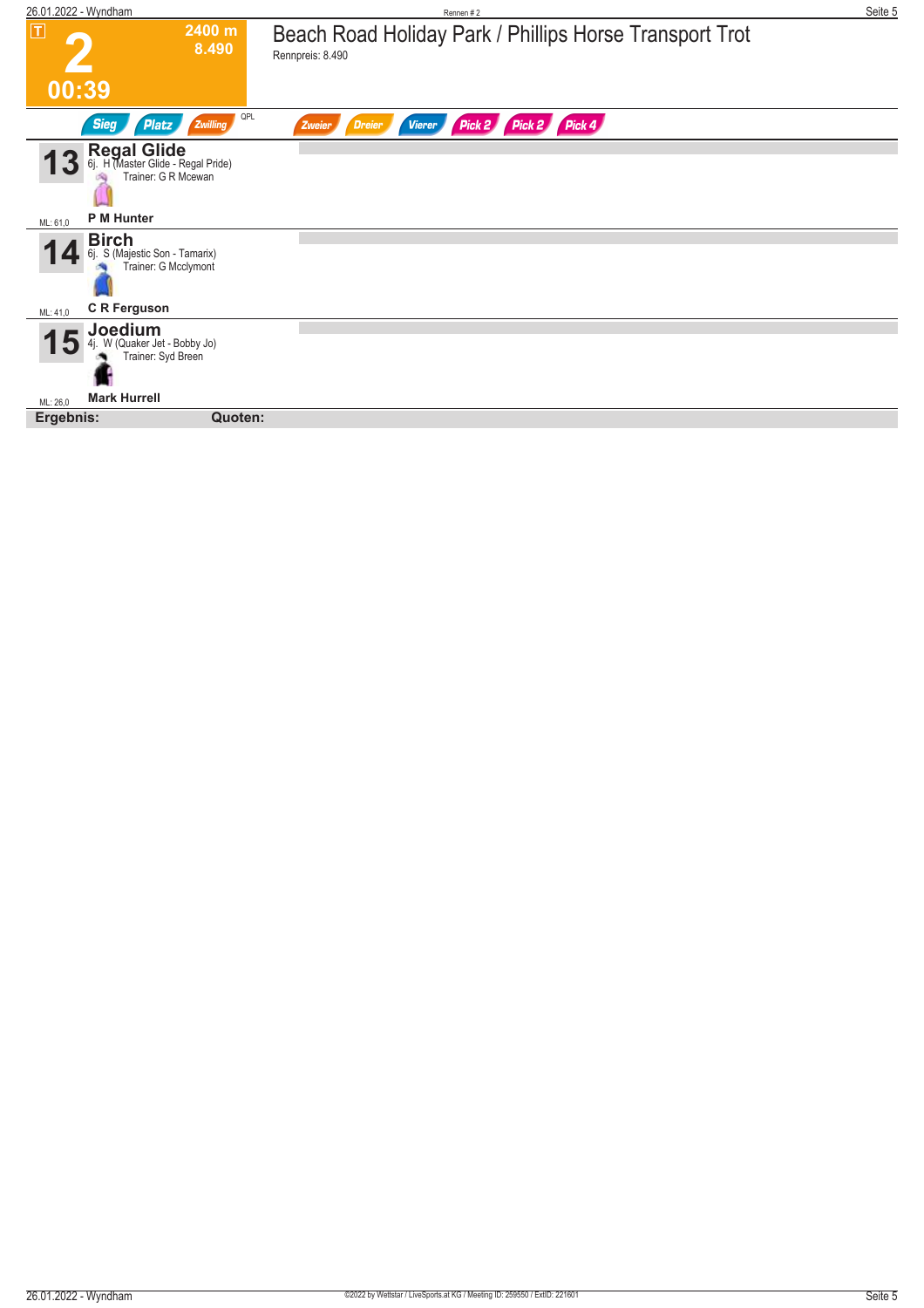**T**

# 2

**2400 m**
**8.490**

**00:39**

## Beach Road Holiday Park / Phillips Horse Transport Trot

Rennpreis: 8.490

Sieg | Platz | Zwilling | QPL | Zweier | Dreier | Vierer | Pick 2 | Pick 2 | Pick 4

---

**13** **Regal Glide**
6j. H (Master Glide - Regal Pride)
Trainer: G R Mcewan
ML: 61,0
**P M Hunter**

---

**14** **Birch**
6j. S (Majestic Son - Tamarix)
Trainer: G Mcclymont
ML: 41,0
**C R Ferguson**

---

**15** **Joedium**
4j. W (Quaker Jet - Bobby Jo)
Trainer: Syd Breen
ML: 26,0
**Mark Hurrell**

---

**Ergebnis:** **Quoten:**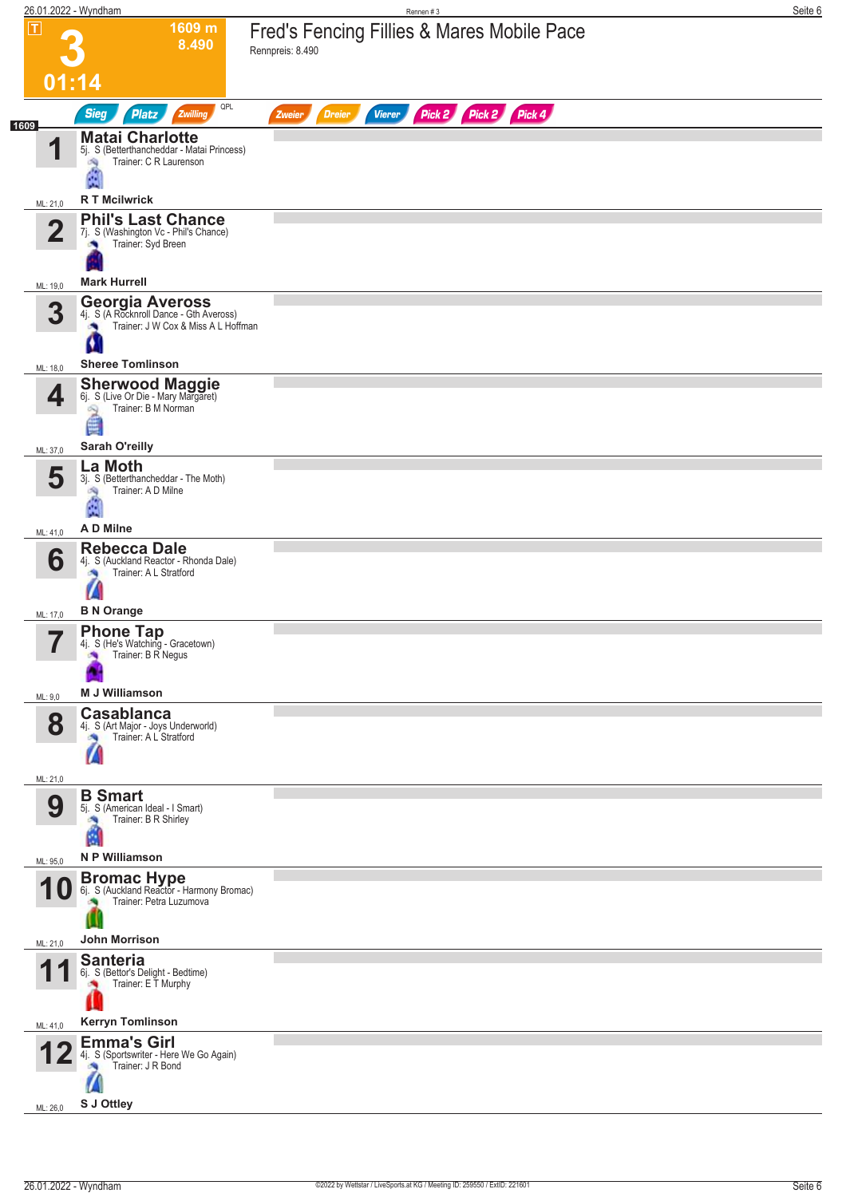# 3 — Fred's Fencing Fillies & Mares Mobile Pace

**1609 m** — 8.490 — **01:14**

Rennpreis: 8.490

Sieg | Platz | Zwilling | QPL | Zweier | Dreier | Vierer | Pick 2 | Pick 2 | Pick 4

1609

| Nr. | Pferd | Details | Trainer | Fahrer | ML |
|---|---|---|---|---|---|
| 1 | **Matai Charlotte** | 5j. S (Betterthancheddar - Matai Princess) | C R Laurenson | R T Mcilwrick | 21,0 |
| 2 | **Phil's Last Chance** | 7j. S (Washington Vc - Phil's Chance) | Syd Breen | Mark Hurrell | 19,0 |
| 3 | **Georgia Aveross** | 4j. S (A Rocknroll Dance - Gth Aveross) | J W Cox & Miss A L Hoffman | Sheree Tomlinson | 18,0 |
| 4 | **Sherwood Maggie** | 6j. S (Live Or Die - Mary Margaret) | B M Norman | Sarah O'reilly | 37,0 |
| 5 | **La Moth** | 3j. S (Betterthancheddar - The Moth) | A D Milne | A D Milne | 41,0 |
| 6 | **Rebecca Dale** | 4j. S (Auckland Reactor - Rhonda Dale) | A L Stratford | B N Orange | 17,0 |
| 7 | **Phone Tap** | 4j. S (He's Watching - Gracetown) | B R Negus | M J Williamson | 9,0 |
| 8 | **Casablanca** | 4j. S (Art Major - Joys Underworld) | A L Stratford | | 21,0 |
| 9 | **B Smart** | 5j. S (American Ideal - I Smart) | B R Shirley | N P Williamson | 95,0 |
| 10 | **Bromac Hype** | 6j. S (Auckland Reactor - Harmony Bromac) | Petra Luzumova | John Morrison | 21,0 |
| 11 | **Santeria** | 6j. S (Bettor's Delight - Bedtime) | E T Murphy | Kerryn Tomlinson | 41,0 |
| 12 | **Emma's Girl** | 4j. S (Sportswriter - Here We Go Again) | J R Bond | S J Ottley | 26,0 |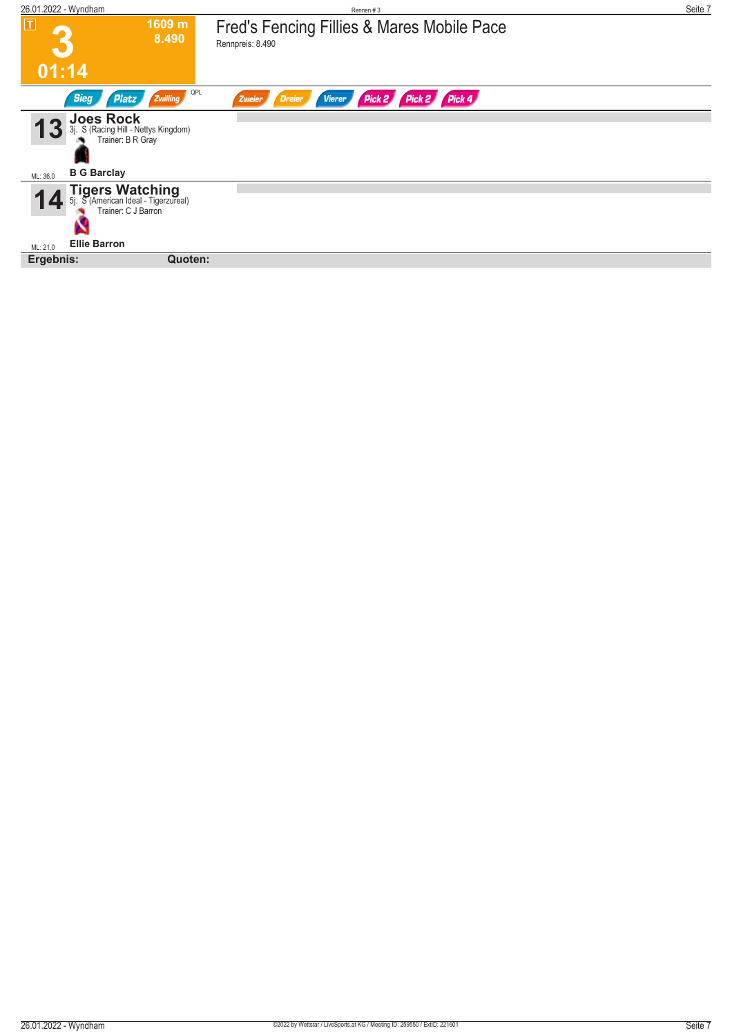T **3** 1609 m 8.490 01:14

# Fred's Fencing Fillies & Mares Mobile Pace

Rennpreis: 8.490

Sieg | Platz | Zwilling | QPL | Zweier | Dreier | Vierer | Pick 2 | Pick 2 | Pick 4

**13** **Joes Rock**
3j. S (Racing Hill - Nettys Kingdom)
Trainer: B R Gray
ML: 36,0 **B G Barclay**

**14** **Tigers Watching**
5j. S (American Ideal - Tigerzureal)
Trainer: C J Barron
ML: 21,0 **Ellie Barron**

**Ergebnis:** **Quoten:**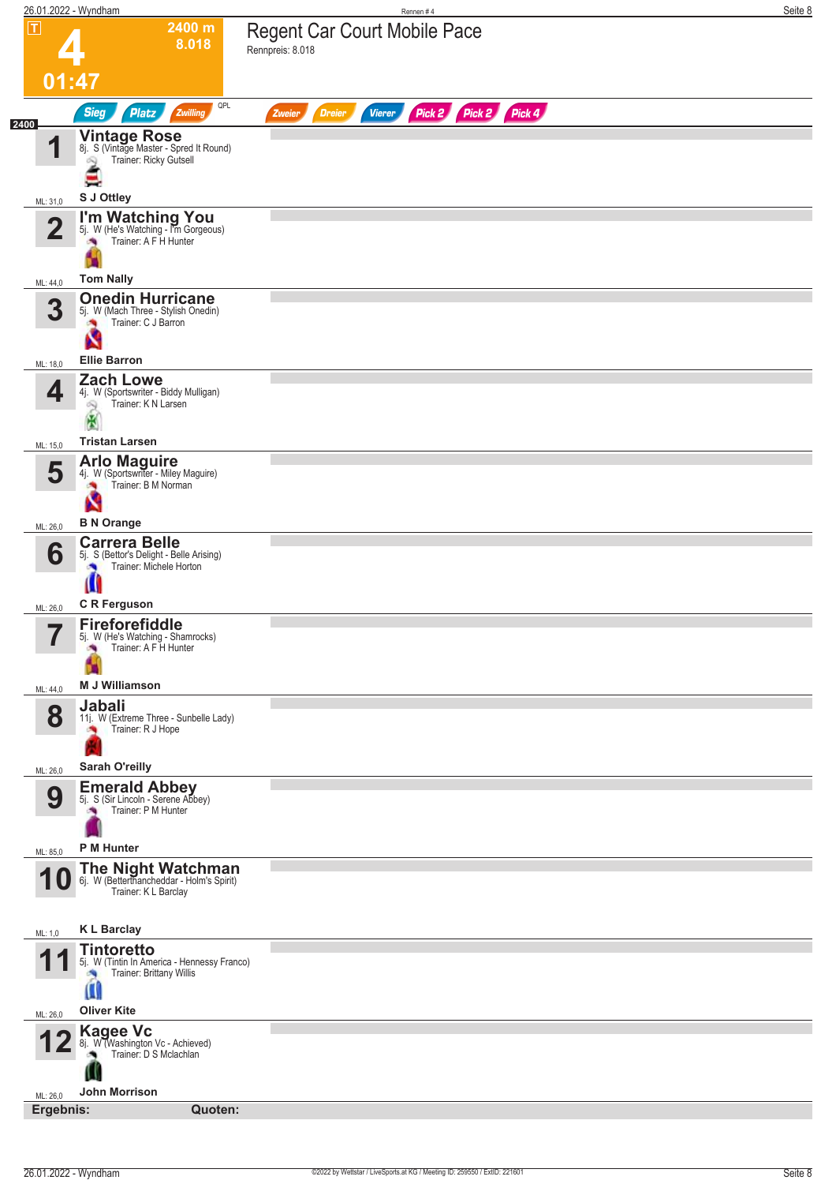# 4

**2400 m**
**8.018**

**01:47**

## Regent Car Court Mobile Pace

Rennpreis: 8.018

Sieg | Platz | Zwilling | QPL | Zweier | Dreier | Vierer | Pick 2 | Pick 2 | Pick 4

**2400**

| Nr. | Pferd | ML |
|---|---|---|
| 1 | **Vintage Rose**<br>8j. S (Vintage Master - Spred It Round)<br>Trainer: Ricky Gutsell<br>**S J Ottley** | ML: 31,0 |
| 2 | **I'm Watching You**<br>5j. W (He's Watching - I'm Gorgeous)<br>Trainer: A F H Hunter<br>**Tom Nally** | ML: 44,0 |
| 3 | **Onedin Hurricane**<br>5j. W (Mach Three - Stylish Onedin)<br>Trainer: C J Barron<br>**Ellie Barron** | ML: 18,0 |
| 4 | **Zach Lowe**<br>4j. W (Sportswriter - Biddy Mulligan)<br>Trainer: K N Larsen<br>**Tristan Larsen** | ML: 15,0 |
| 5 | **Arlo Maguire**<br>4j. W (Sportswriter - Miley Maguire)<br>Trainer: B M Norman<br>**B N Orange** | ML: 26,0 |
| 6 | **Carrera Belle**<br>5j. S (Bettor's Delight - Belle Arising)<br>Trainer: Michele Horton<br>**C R Ferguson** | ML: 26,0 |
| 7 | **Fireforefiddle**<br>5j. W (He's Watching - Shamrocks)<br>Trainer: A F H Hunter<br>**M J Williamson** | ML: 44,0 |
| 8 | **Jabali**<br>11j. W (Extreme Three - Sunbelle Lady)<br>Trainer: R J Hope<br>**Sarah O'reilly** | ML: 26,0 |
| 9 | **Emerald Abbey**<br>5j. S (Sir Lincoln - Serene Abbey)<br>Trainer: P M Hunter<br>**P M Hunter** | ML: 85,0 |
| 10 | **The Night Watchman**<br>6j. W (Betterthancheddar - Holm's Spirit)<br>Trainer: K L Barclay<br>**K L Barclay** | ML: 1,0 |
| 11 | **Tintoretto**<br>5j. W (Tintin In America - Hennessy Franco)<br>Trainer: Brittany Willis<br>**Oliver Kite** | ML: 26,0 |
| 12 | **Kagee Vc**<br>8j. W (Washington Vc - Achieved)<br>Trainer: D S Mclachlan<br>**John Morrison** | ML: 26,0 |

**Ergebnis:** **Quoten:**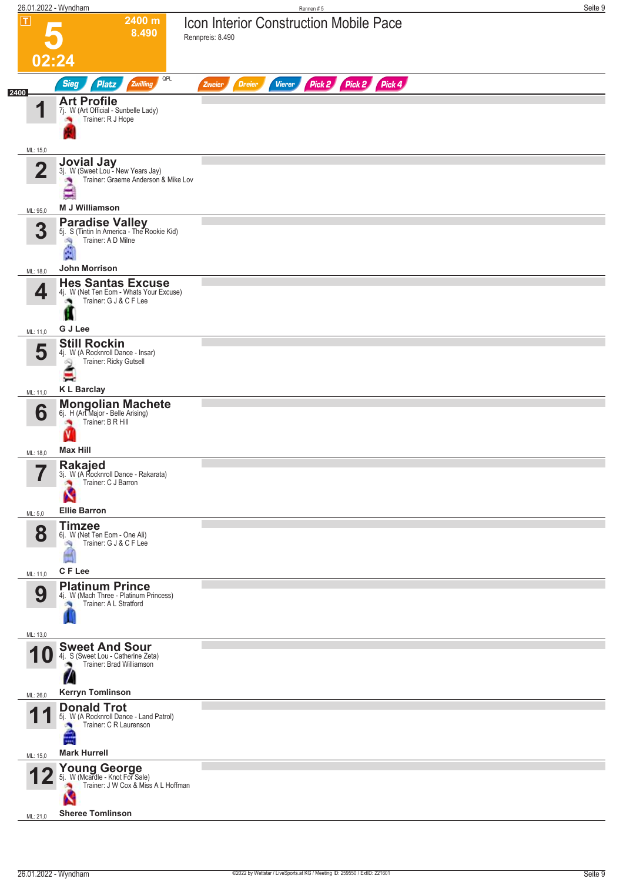# 5

**2400 m**
**8.490**

**02:24**

## Icon Interior Construction Mobile Pace

Rennpreis: 8.490

Sieg | Platz | Zwilling | QPL | Zweier | Dreier | Vierer | Pick 2 | Pick 2 | Pick 4

2400

| Nr. | Pferd | Details | Trainer | Fahrer | ML |
|---|---|---|---|---|---|
| 1 | **Art Profile** | 7j. W (Art Official - Sunbelle Lady) | Trainer: R J Hope | | ML: 15,0 |
| 2 | **Jovial Jay** | 3j. W (Sweet Lou - New Years Jay) | Trainer: Graeme Anderson & Mike Lov | **M J Williamson** | ML: 95,0 |
| 3 | **Paradise Valley** | 5j. S (Tintin In America - The Rookie Kid) | Trainer: A D Milne | **John Morrison** | ML: 18,0 |
| 4 | **Hes Santas Excuse** | 4j. W (Net Ten Eom - Whats Your Excuse) | Trainer: G J & C F Lee | **G J Lee** | ML: 11,0 |
| 5 | **Still Rockin** | 4j. W (A Rocknroll Dance - Insar) | Trainer: Ricky Gutsell | **K L Barclay** | ML: 11,0 |
| 6 | **Mongolian Machete** | 6j. H (Art Major - Belle Arising) | Trainer: B R Hill | **Max Hill** | ML: 18,0 |
| 7 | **Rakajed** | 3j. W (A Rocknroll Dance - Rakarata) | Trainer: C J Barron | **Ellie Barron** | ML: 5,0 |
| 8 | **Timzee** | 6j. W (Net Ten Eom - One Ali) | Trainer: G J & C F Lee | **C F Lee** | ML: 11,0 |
| 9 | **Platinum Prince** | 4j. W (Mach Three - Platinum Princess) | Trainer: A L Stratford | | ML: 13,0 |
| 10 | **Sweet And Sour** | 4j. S (Sweet Lou - Catherine Zeta) | Trainer: Brad Williamson | **Kerryn Tomlinson** | ML: 26,0 |
| 11 | **Donald Trot** | 5j. W (A Rocknroll Dance - Land Patrol) | Trainer: C R Laurenson | **Mark Hurrell** | ML: 15,0 |
| 12 | **Young George** | 5j. W (Mcardle - Knot For Sale) | Trainer: J W Cox & Miss A L Hoffman | **Sheree Tomlinson** | ML: 21,0 |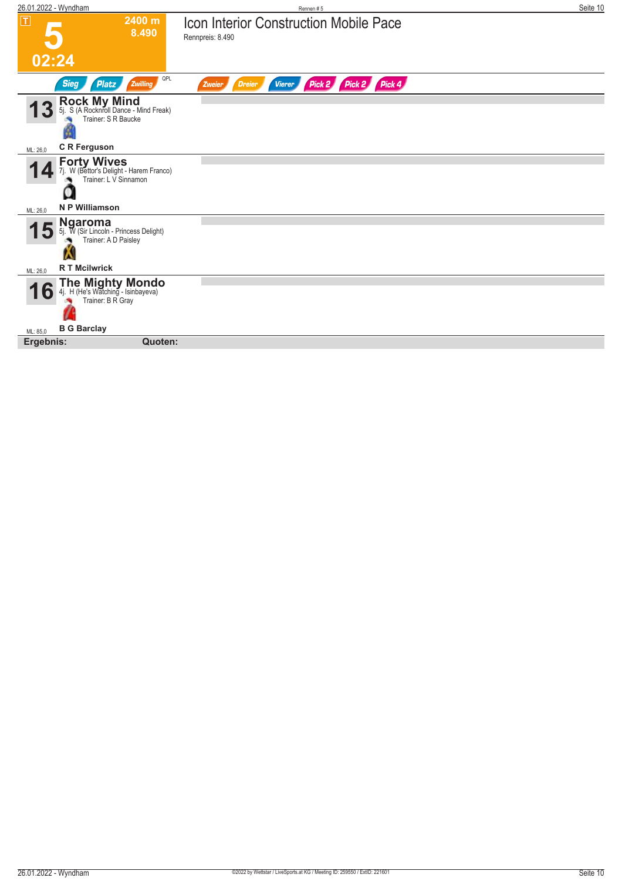# 5

**2400 m**
**8.490**

**02:24**

## Icon Interior Construction Mobile Pace

Rennpreis: 8.490

Sieg | Platz | Zwilling | QPL | Zweier | Dreier | Vierer | Pick 2 | Pick 2 | Pick 4

---

**13** **Rock My Mind**
5j. S (A Rocknroll Dance - Mind Freak)
Trainer: S R Baucke
ML: 26,0 — **C R Ferguson**

---

**14** **Forty Wives**
7j. W (Bettor's Delight - Harem Franco)
Trainer: L V Sinnamon
ML: 26,0 — **N P Williamson**

---

**15** **Ngaroma**
5j. W (Sir Lincoln - Princess Delight)
Trainer: A D Paisley
ML: 26,0 — **R T Mcilwrick**

---

**16** **The Mighty Mondo**
4j. H (He's Watching - Isinbayeva)
Trainer: B R Gray
ML: 85,0 — **B G Barclay**

---

**Ergebnis:** **Quoten:**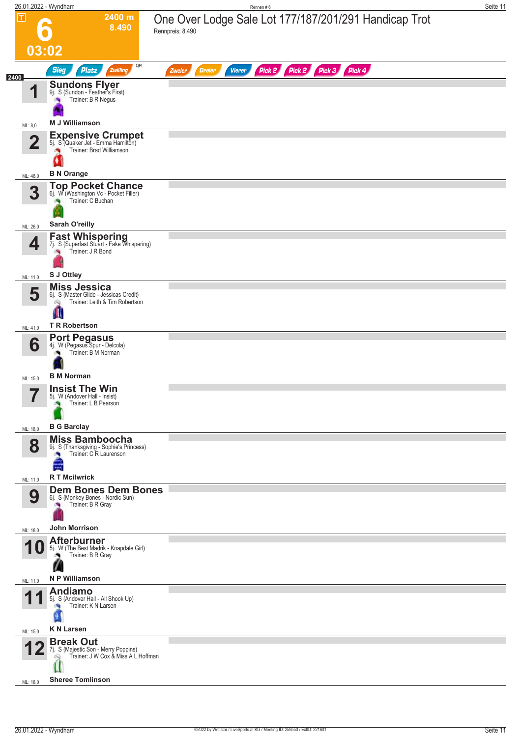# 6 — One Over Lodge Sale Lot 177/187/201/291 Handicap Trot

**2400 m** | **8.490** | **03:02**

Rennpreis: 8.490

Sieg | Platz | Zwilling | QPL | Zweier | Dreier | Vierer | Pick 2 | Pick 2 | Pick 3 | Pick 4

**2400**

| Nr. | Pferd | Details | Trainer | Fahrer | ML |
|---|---|---|---|---|---|
| 1 | **Sundons Flyer** | 9j. S (Sundon - Feather's First) | B R Negus | M J Williamson | 8,0 |
| 2 | **Expensive Crumpet** | 5j. S (Quaker Jet - Emma Hamilton) | Brad Williamson | B N Orange | 48,0 |
| 3 | **Top Pocket Chance** | 6j. W (Washington Vc - Pocket Filler) | C Buchan | Sarah O'reilly | 26,0 |
| 4 | **Fast Whispering** | 7j. S (Superfast Stuart - Fake Whispering) | J R Bond | S J Ottley | 11,0 |
| 5 | **Miss Jessica** | 6j. S (Master Glide - Jessicas Credit) | Leith & Tim Robertson | T R Robertson | 41,0 |
| 6 | **Port Pegasus** | 4j. W (Pegasus Spur - Delcola) | B M Norman | B M Norman | 15,0 |
| 7 | **Insist The Win** | 5j. W (Andover Hall - Insist) | L B Pearson | B G Barclay | 18,0 |
| 8 | **Miss Bamboocha** | 9j. S (Thanksgiving - Sophie's Princess) | C R Laurenson | R T Mcilwrick | 11,0 |
| 9 | **Dem Bones Dem Bones** | 6j. S (Monkey Bones - Nordic Sun) | B R Gray | John Morrison | 18,0 |
| 10 | **Afterburner** | 5j. W (The Best Madrik - Knapdale Girl) | B R Gray | N P Williamson | 11,0 |
| 11 | **Andiamo** | 5j. S (Andover Hall - All Shook Up) | K N Larsen | K N Larsen | 15,0 |
| 12 | **Break Out** | 7j. S (Majestic Son - Merry Poppins) | J W Cox & Miss A L Hoffman | Sheree Tomlinson | 18,0 |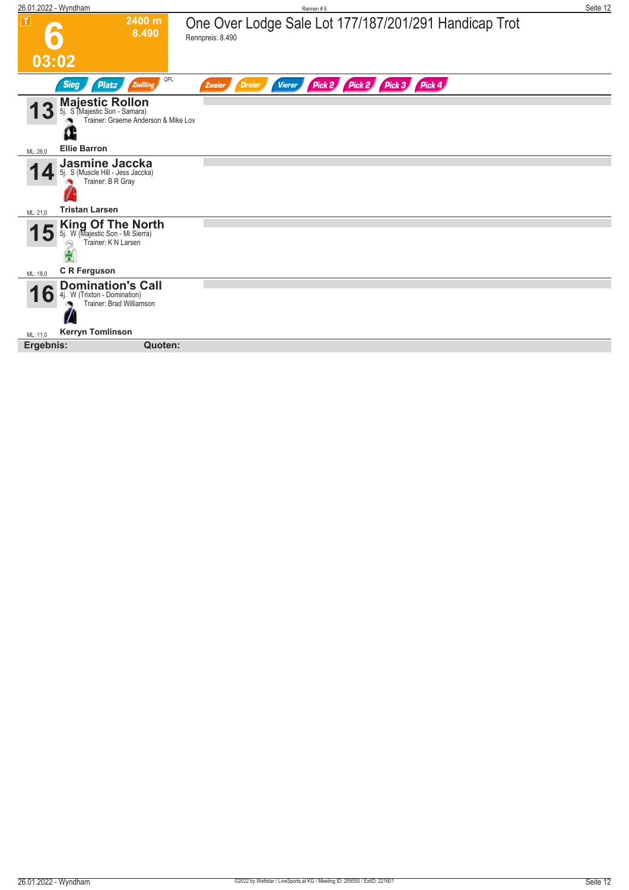# 6

**2400 m**
**8.490**

**03:02**

## One Over Lodge Sale Lot 177/187/201/291 Handicap Trot

Rennpreis: 8.490

Sieg | Platz | Zwilling | QPL | Zweier | Dreier | Vierer | Pick 2 | Pick 2 | Pick 3 | Pick 4

**13** **Majestic Rollon**
5j. S (Majestic Son - Samara)
Trainer: Graeme Anderson & Mike Lov
ML: 26,0 — **Ellie Barron**

**14** **Jasmine Jaccka**
5j. S (Muscle Hill - Jess Jaccka)
Trainer: B R Gray
ML: 21,0 — **Tristan Larsen**

**15** **King Of The North**
5j. W (Majestic Son - Mi Sierra)
Trainer: K N Larsen
ML: 18,0 — **C R Ferguson**

**16** **Domination's Call**
4j. W (Trixton - Domination)
Trainer: Brad Williamson
ML: 11,0 — **Kerryn Tomlinson**

**Ergebnis:** **Quoten:**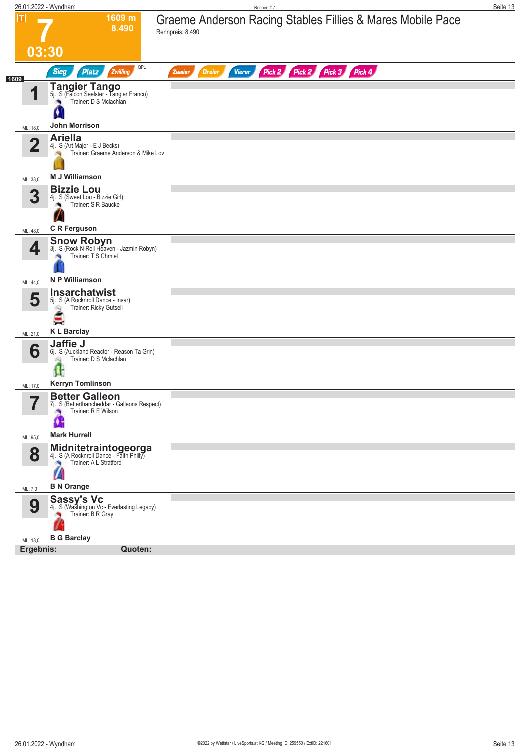# 7 — Graeme Anderson Racing Stables Fillies & Mares Mobile Pace

T — 03:30 — 1609 m — 8.490

Rennpreis: 8.490

Sieg | Platz | Zwilling | QPL | Zweier | Dreier | Vierer | Pick 2 | Pick 2 | Pick 3 | Pick 4

1609

| Nr. | Pferd | Details | Trainer | Fahrer | ML |
|---|---|---|---|---|---|
| 1 | **Tangier Tango** | 5j. S (Falcon Seelster - Tangier Franco) | D S Mclachlan | **John Morrison** | 18,0 |
| 2 | **Ariella** | 4j. S (Art Major - E J Becks) | Graeme Anderson & Mike Lov | **M J Williamson** | 33,0 |
| 3 | **Bizzie Lou** | 4j. S (Sweet Lou - Bizzie Girl) | S R Baucke | **C R Ferguson** | 48,0 |
| 4 | **Snow Robyn** | 3j. S (Rock N Roll Heaven - Jazmin Robyn) | T S Chmiel | **N P Williamson** | 44,0 |
| 5 | **Insarchatwist** | 5j. S (A Rocknroll Dance - Insar) | Ricky Gutsell | **K L Barclay** | 21,0 |
| 6 | **Jaffie J** | 6j. S (Auckland Reactor - Reason Ta Grin) | D S Mclachlan | **Kerryn Tomlinson** | 17,0 |
| 7 | **Better Galleon** | 7j. S (Betterthancheddar - Galleons Respect) | R E Wilson | **Mark Hurrell** | 95,0 |
| 8 | **Midnitetraintogeorga** | 4j. S (A Rocknroll Dance - Faith Philly) | A L Stratford | **B N Orange** | 7,0 |
| 9 | **Sassy's Vc** | 4j. S (Washington Vc - Everlasting Legacy) | B R Gray | **B G Barclay** | 18,0 |

**Ergebnis:** **Quoten:**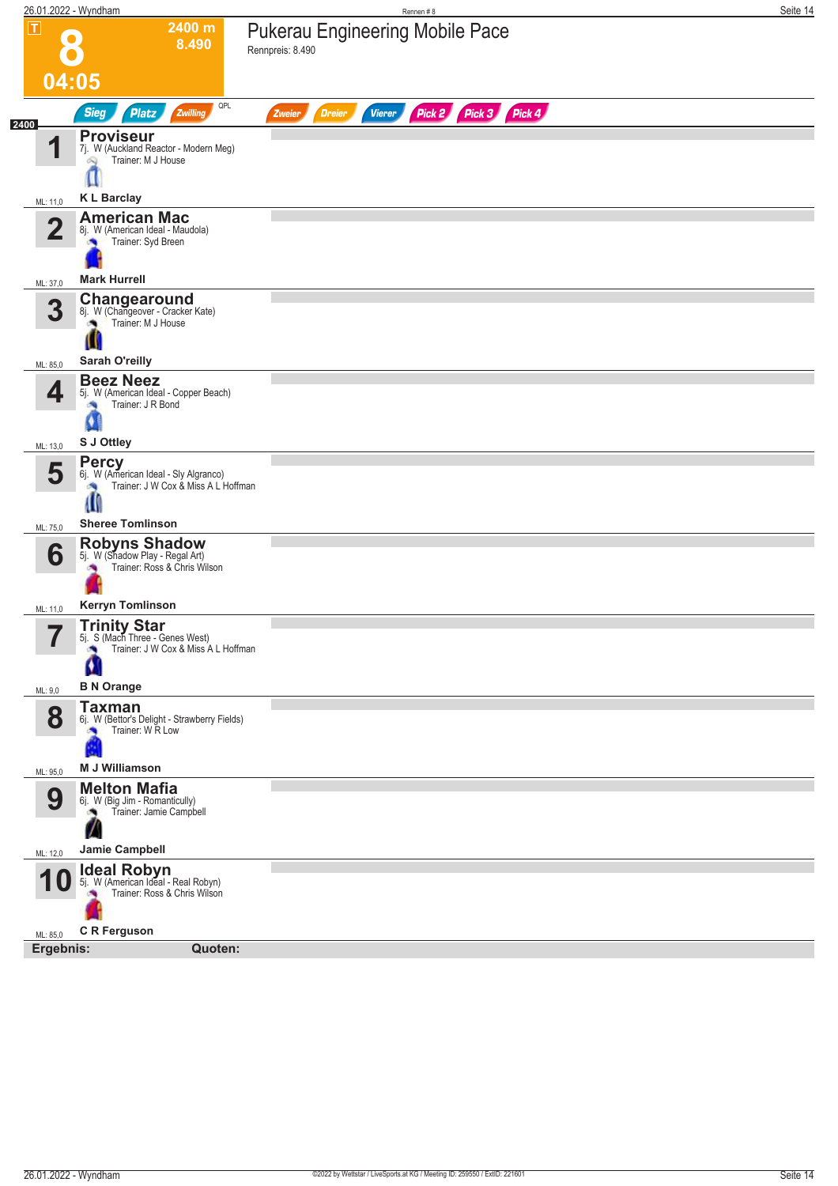# 8

**2400 m**
**8.490**

**04:05**

## Pukerau Engineering Mobile Pace

Rennpreis: 8.490

Sieg | Platz | Zwilling | QPL | Zweier | Dreier | Vierer | Pick 2 | Pick 3 | Pick 4

2400

| Nr. | Pferd | Abstammung | Trainer | Fahrer | ML |
|---|---|---|---|---|---|
| 1 | **Proviseur** | 7j. W (Auckland Reactor - Modern Meg) | M J House | K L Barclay | 11,0 |
| 2 | **American Mac** | 8j. W (American Ideal - Maudola) | Syd Breen | Mark Hurrell | 37,0 |
| 3 | **Changearound** | 8j. W (Changeover - Cracker Kate) | M J House | Sarah O'reilly | 85,0 |
| 4 | **Beez Neez** | 5j. W (American Ideal - Copper Beach) | J R Bond | S J Ottley | 13,0 |
| 5 | **Percy** | 6j. W (American Ideal - Sly Algranco) | J W Cox & Miss A L Hoffman | Sheree Tomlinson | 75,0 |
| 6 | **Robyns Shadow** | 5j. W (Shadow Play - Regal Art) | Ross & Chris Wilson | Kerryn Tomlinson | 11,0 |
| 7 | **Trinity Star** | 5j. S (Mach Three - Genes West) | J W Cox & Miss A L Hoffman | B N Orange | 9,0 |
| 8 | **Taxman** | 6j. W (Bettor's Delight - Strawberry Fields) | W R Low | M J Williamson | 95,0 |
| 9 | **Melton Mafia** | 6j. W (Big Jim - Romanticully) | Jamie Campbell | Jamie Campbell | 12,0 |
| 10 | **Ideal Robyn** | 5j. W (American Ideal - Real Robyn) | Ross & Chris Wilson | C R Ferguson | 85,0 |

**Ergebnis:** **Quoten:**